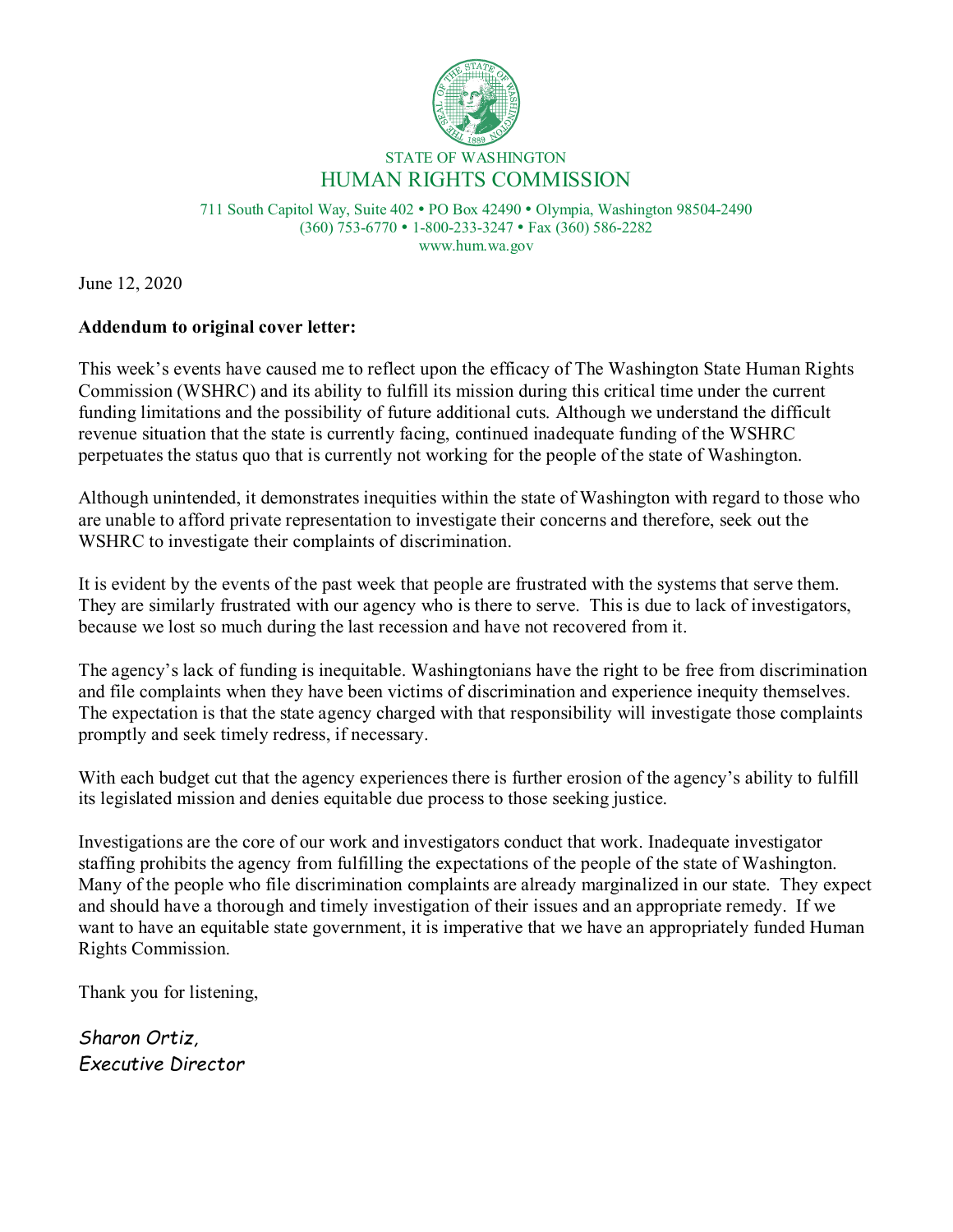STATE OF WASHINGTON

# HUMAN RIGHTS COMMISSION

711 South Capitol Way, Suite 402 • PO Box 42490 • Olympia, Washington 98504-2490
(360) 753-6770 • 1-800-233-3247 • Fax (360) 586-2282
www.hum.wa.gov

June 12, 2020

**Addendum to original cover letter:**

This week's events have caused me to reflect upon the efficacy of The Washington State Human Rights Commission (WSHRC) and its ability to fulfill its mission during this critical time under the current funding limitations and the possibility of future additional cuts. Although we understand the difficult revenue situation that the state is currently facing, continued inadequate funding of the WSHRC perpetuates the status quo that is currently not working for the people of the state of Washington.

Although unintended, it demonstrates inequities within the state of Washington with regard to those who are unable to afford private representation to investigate their concerns and therefore, seek out the WSHRC to investigate their complaints of discrimination.

It is evident by the events of the past week that people are frustrated with the systems that serve them. They are similarly frustrated with our agency who is there to serve. This is due to lack of investigators, because we lost so much during the last recession and have not recovered from it.

The agency's lack of funding is inequitable. Washingtonians have the right to be free from discrimination and file complaints when they have been victims of discrimination and experience inequity themselves. The expectation is that the state agency charged with that responsibility will investigate those complaints promptly and seek timely redress, if necessary.

With each budget cut that the agency experiences there is further erosion of the agency's ability to fulfill its legislated mission and denies equitable due process to those seeking justice.

Investigations are the core of our work and investigators conduct that work. Inadequate investigator staffing prohibits the agency from fulfilling the expectations of the people of the state of Washington. Many of the people who file discrimination complaints are already marginalized in our state. They expect and should have a thorough and timely investigation of their issues and an appropriate remedy. If we want to have an equitable state government, it is imperative that we have an appropriately funded Human Rights Commission.

Thank you for listening,

*Sharon Ortiz,*
*Executive Director*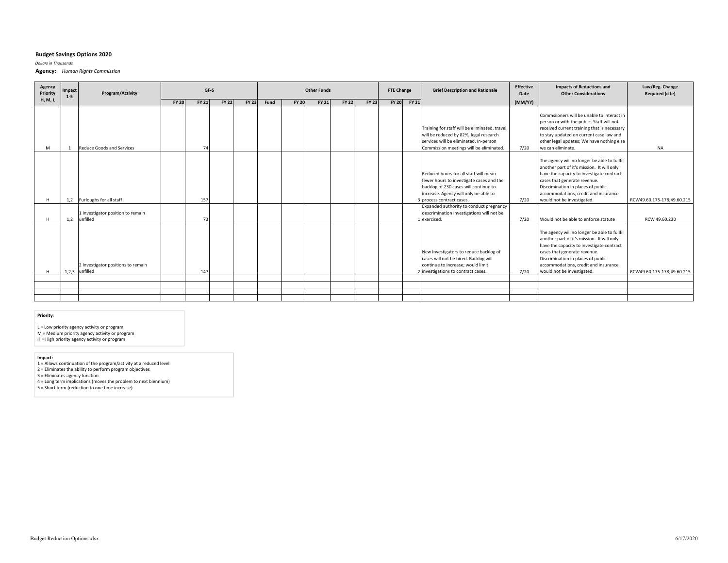**Budget Savings Options 2020**

*Dollars in Thousands*

**Agency:** *Human Rights Commission*

| Agency Priority H, M, L | Impact 1-5 | Program/Activity | GF-S | | | | Other Funds | | | | | FTE Change | | Brief Description and Rationale | Effective Date | Impacts of Reductions and Other Considerations | Law/Reg. Change Required (cite) |
|---|---|---|---|---|---|---|---|---|---|---|---|---|---|---|---|---|---|
| | | | FY 20 | FY 21 | FY 22 | FY 23 | Fund | FY 20 | FY 21 | FY 22 | FY 23 | FY 20 | FY 21 | | (MM/YY) | | |
| M | 1 | Reduce Goods and Services | | 74 | | | | | | | | | | Training for staff will be eliminated, travel will be reduced by 82%, legal research services will be eliminated, In-person Commission meetings will be eliminated. | 7/20 | Commsiioners will be unable to interact in person or with the public. Staff will not received current training that is necessary to stay updated on current case law and other legal updates; We have nothing else we can eliminate. | NA |
| H | 1,2 | Furloughs for all staff | | 157 | | | | | | | | | 3 | Reduced hours for all staff will mean fewer hours to investigate cases and the backlog of 230 cases will continue to increase. Agency will only be able to process contract cases. | 7/20 | The agency will no longer be able to fullfill another part of it's mission. It will only have the capacity to investigate contract cases that generate revenue. Discrimination in places of public accommodations, credit and insurance would not be investigated. | RCW49.60.175-178;49.60.215 |
| H | 1,2 | 1 Investigator position to remain unfilled | | 73 | | | | | | | | | 1 | Expanded authority to conduct pregnancy descrimination investigations will not be exercised. | 7/20 | Would not be able to enforce statute | RCW 49.60.230 |
| H | 1,2,3 | 2 Investigator positions to remain unfilled | | 147 | | | | | | | | | 2 | New Investigators to reduce backlog of cases will not be hired. Backlog will continue to increase; would limit investigations to contract cases. | 7/20 | The agency will no longer be able to fullfill another part of it's mission. It will only have the capacity to investigate contract cases that generate revenue. Discrimination in places of public accommodations, credit and insurance would not be investigated. | RCW49.60.175-178;49.60.215 |
| | | | | | | | | | | | | | | | | | |
| | | | | | | | | | | | | | | | | | |
| | | | | | | | | | | | | | | | | | |
| | | | | | | | | | | | | | | | | | |

**Priority**:

L = Low priority agency activity or program
M = Medium priority agency activity or program
H = High priority agency activity or program

**Impact:**

1 = Allows continuation of the program/activity at a reduced level
2 = Eliminates the ability to perform program objectives
3 = Eliminates agency function
4 = Long term implications (moves the problem to next biennium)
5 = Short term (reduction to one time increase)